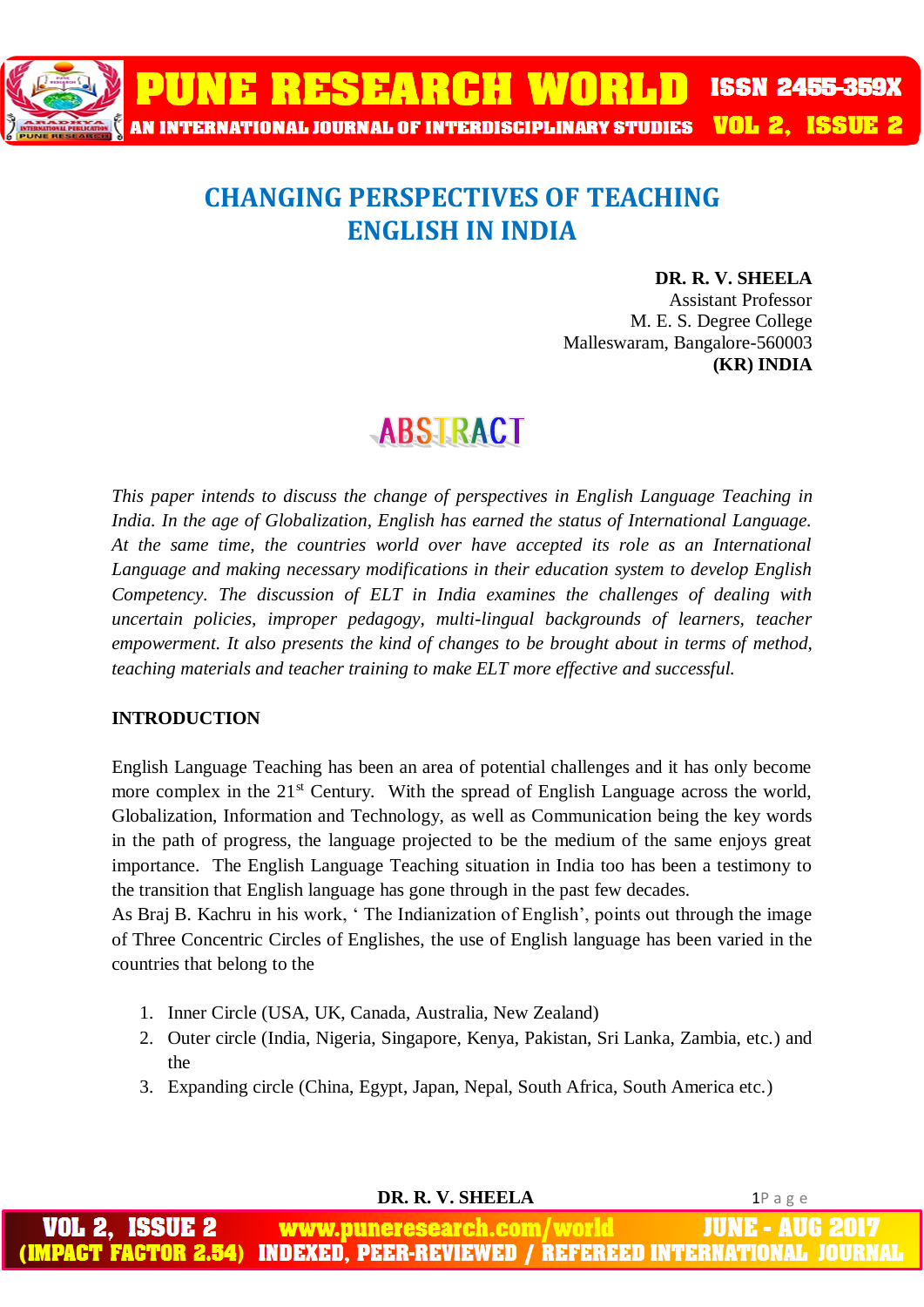# CHANGING PERSPECTIVES OF TEACHING ENGLISH IN INDIA

**DR. R. V. SHEELA**
Assistant Professor
M. E. S. Degree College
Malleswaram, Bangalore-560003
**(KR) INDIA**

## ABSTRACT

*This paper intends to discuss the change of perspectives in English Language Teaching in India. In the age of Globalization, English has earned the status of International Language. At the same time, the countries world over have accepted its role as an International Language and making necessary modifications in their education system to develop English Competency. The discussion of ELT in India examines the challenges of dealing with uncertain policies, improper pedagogy, multi-lingual backgrounds of learners, teacher empowerment. It also presents the kind of changes to be brought about in terms of method, teaching materials and teacher training to make ELT more effective and successful.*

**INTRODUCTION**

English Language Teaching has been an area of potential challenges and it has only become more complex in the 21st Century. With the spread of English Language across the world, Globalization, Information and Technology, as well as Communication being the key words in the path of progress, the language projected to be the medium of the same enjoys great importance. The English Language Teaching situation in India too has been a testimony to the transition that English language has gone through in the past few decades.

As Braj B. Kachru in his work, ' The Indianization of English', points out through the image of Three Concentric Circles of Englishes, the use of English language has been varied in the countries that belong to the

1. Inner Circle (USA, UK, Canada, Australia, New Zealand)
2. Outer circle (India, Nigeria, Singapore, Kenya, Pakistan, Sri Lanka, Zambia, etc.) and the
3. Expanding circle (China, Egypt, Japan, Nepal, South Africa, South America etc.)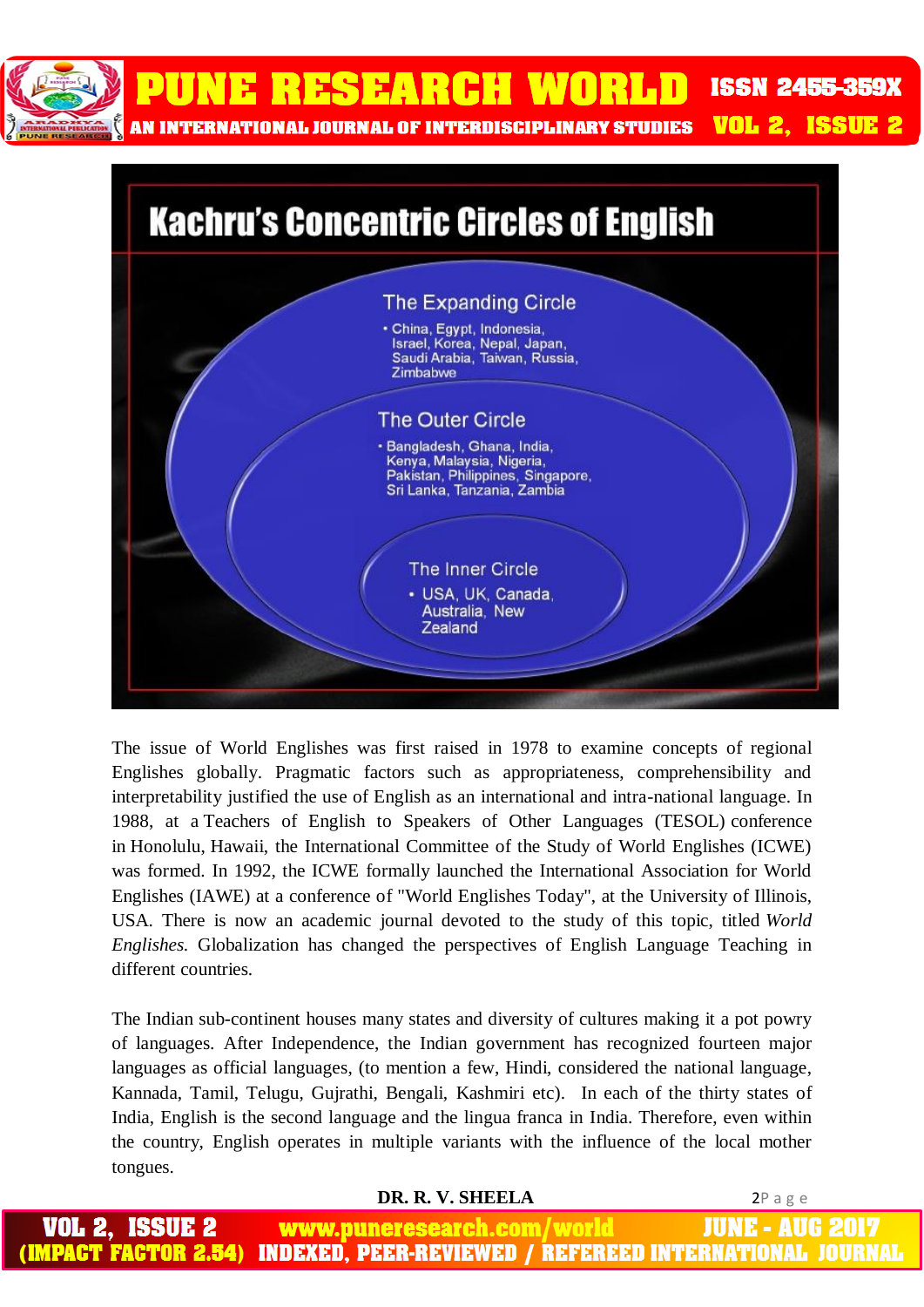The issue of World Englishes was first raised in 1978 to examine concepts of regional Englishes globally. Pragmatic factors such as appropriateness, comprehensibility and interpretability justified the use of English as an international and intra-national language. In 1988, at a Teachers of English to Speakers of Other Languages (TESOL) conference in Honolulu, Hawaii, the International Committee of the Study of World Englishes (ICWE) was formed. In 1992, the ICWE formally launched the International Association for World Englishes (IAWE) at a conference of "World Englishes Today", at the University of Illinois, USA. There is now an academic journal devoted to the study of this topic, titled *World Englishes.* Globalization has changed the perspectives of English Language Teaching in different countries.

The Indian sub-continent houses many states and diversity of cultures making it a pot powry of languages. After Independence, the Indian government has recognized fourteen major languages as official languages, (to mention a few, Hindi, considered the national language, Kannada, Tamil, Telugu, Gujrathi, Bengali, Kashmiri etc). In each of the thirty states of India, English is the second language and the lingua franca in India. Therefore, even within the country, English operates in multiple variants with the influence of the local mother tongues.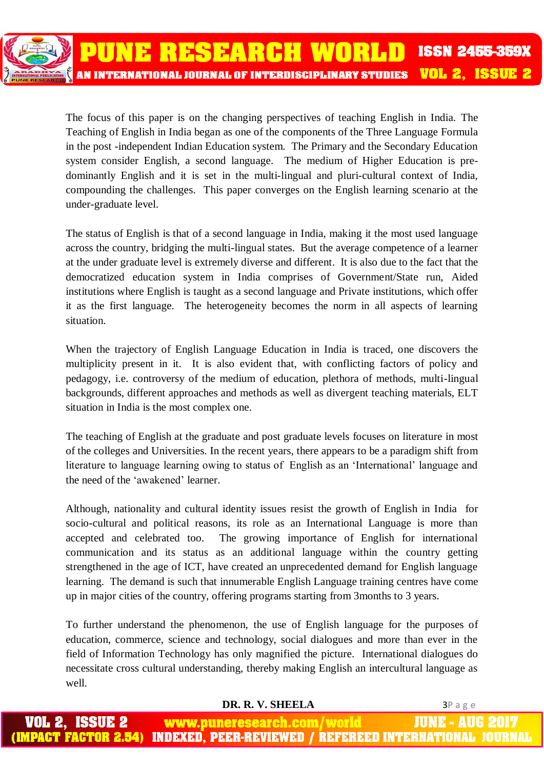The focus of this paper is on the changing perspectives of teaching English in India. The Teaching of English in India began as one of the components of the Three Language Formula in the post -independent Indian Education system. The Primary and the Secondary Education system consider English, a second language. The medium of Higher Education is pre-dominantly English and it is set in the multi-lingual and pluri-cultural context of India, compounding the challenges. This paper converges on the English learning scenario at the under-graduate level.

The status of English is that of a second language in India, making it the most used language across the country, bridging the multi-lingual states. But the average competence of a learner at the under graduate level is extremely diverse and different. It is also due to the fact that the democratized education system in India comprises of Government/State run, Aided institutions where English is taught as a second language and Private institutions, which offer it as the first language. The heterogeneity becomes the norm in all aspects of learning situation.

When the trajectory of English Language Education in India is traced, one discovers the multiplicity present in it. It is also evident that, with conflicting factors of policy and pedagogy, i.e. controversy of the medium of education, plethora of methods, multi-lingual backgrounds, different approaches and methods as well as divergent teaching materials, ELT situation in India is the most complex one.

The teaching of English at the graduate and post graduate levels focuses on literature in most of the colleges and Universities. In the recent years, there appears to be a paradigm shift from literature to language learning owing to status of English as an 'International' language and the need of the 'awakened' learner.

Although, nationality and cultural identity issues resist the growth of English in India for socio-cultural and political reasons, its role as an International Language is more than accepted and celebrated too. The growing importance of English for international communication and its status as an additional language within the country getting strengthened in the age of ICT, have created an unprecedented demand for English language learning. The demand is such that innumerable English Language training centres have come up in major cities of the country, offering programs starting from 3months to 3 years.

To further understand the phenomenon, the use of English language for the purposes of education, commerce, science and technology, social dialogues and more than ever in the field of Information Technology has only magnified the picture. International dialogues do necessitate cross cultural understanding, thereby making English an intercultural language as well.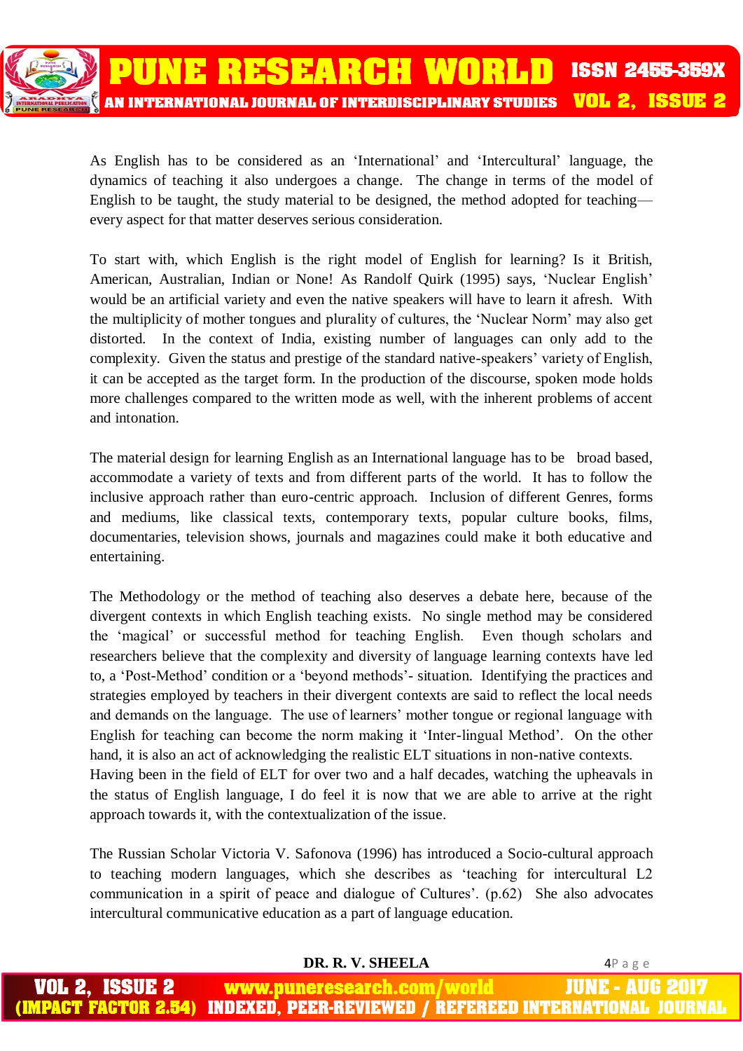As English has to be considered as an 'International' and 'Intercultural' language, the dynamics of teaching it also undergoes a change. The change in terms of the model of English to be taught, the study material to be designed, the method adopted for teaching—every aspect for that matter deserves serious consideration.

To start with, which English is the right model of English for learning? Is it British, American, Australian, Indian or None! As Randolf Quirk (1995) says, 'Nuclear English' would be an artificial variety and even the native speakers will have to learn it afresh. With the multiplicity of mother tongues and plurality of cultures, the 'Nuclear Norm' may also get distorted. In the context of India, existing number of languages can only add to the complexity. Given the status and prestige of the standard native-speakers' variety of English, it can be accepted as the target form. In the production of the discourse, spoken mode holds more challenges compared to the written mode as well, with the inherent problems of accent and intonation.

The material design for learning English as an International language has to be broad based, accommodate a variety of texts and from different parts of the world. It has to follow the inclusive approach rather than euro-centric approach. Inclusion of different Genres, forms and mediums, like classical texts, contemporary texts, popular culture books, films, documentaries, television shows, journals and magazines could make it both educative and entertaining.

The Methodology or the method of teaching also deserves a debate here, because of the divergent contexts in which English teaching exists. No single method may be considered the 'magical' or successful method for teaching English. Even though scholars and researchers believe that the complexity and diversity of language learning contexts have led to, a 'Post-Method' condition or a 'beyond methods'- situation. Identifying the practices and strategies employed by teachers in their divergent contexts are said to reflect the local needs and demands on the language. The use of learners' mother tongue or regional language with English for teaching can become the norm making it 'Inter-lingual Method'. On the other hand, it is also an act of acknowledging the realistic ELT situations in non-native contexts.
Having been in the field of ELT for over two and a half decades, watching the upheavals in the status of English language, I do feel it is now that we are able to arrive at the right approach towards it, with the contextualization of the issue.

The Russian Scholar Victoria V. Safonova (1996) has introduced a Socio-cultural approach to teaching modern languages, which she describes as 'teaching for intercultural L2 communication in a spirit of peace and dialogue of Cultures'. (p.62) She also advocates intercultural communicative education as a part of language education.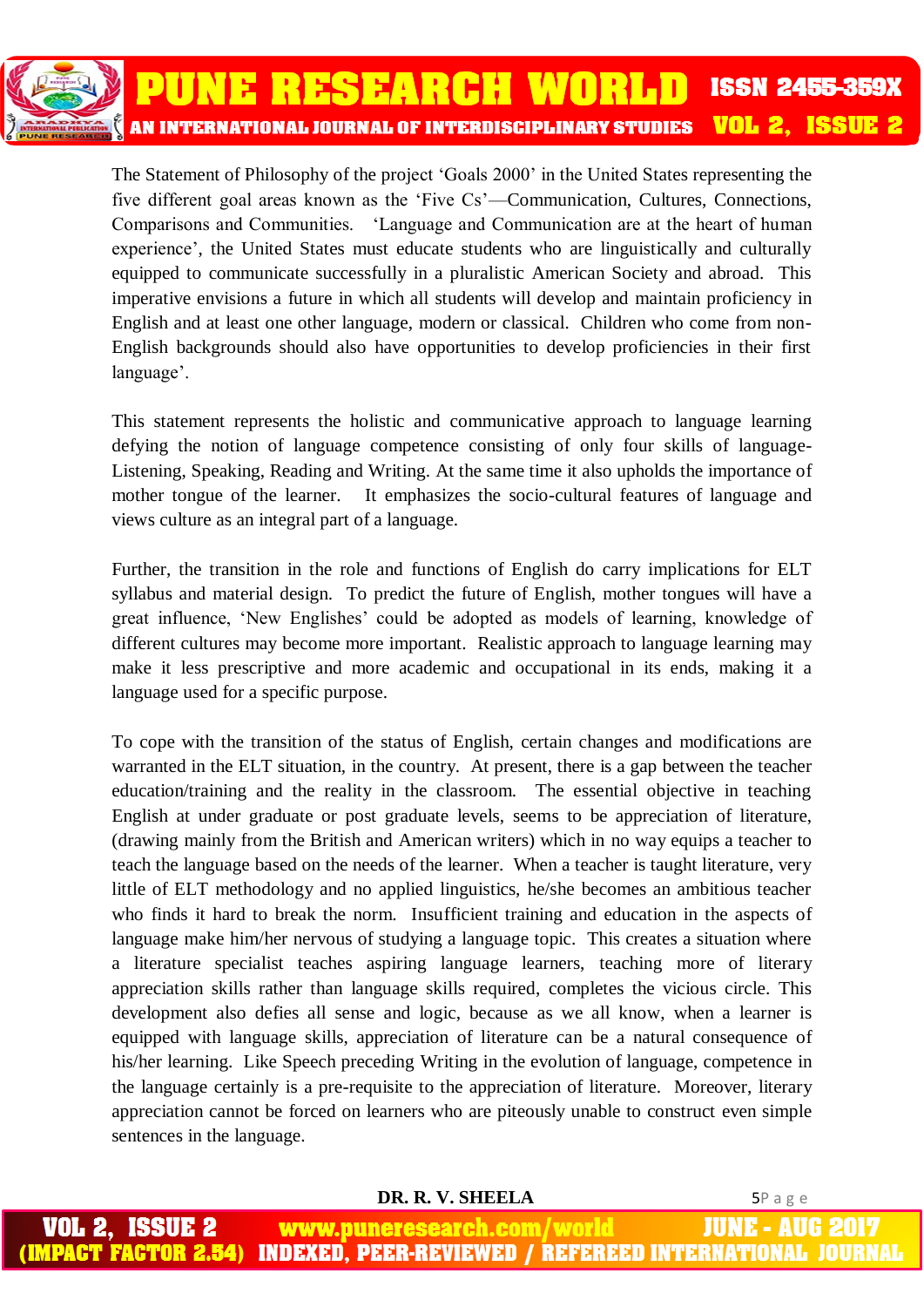The Statement of Philosophy of the project 'Goals 2000' in the United States representing the five different goal areas known as the 'Five Cs'—Communication, Cultures, Connections, Comparisons and Communities. 'Language and Communication are at the heart of human experience', the United States must educate students who are linguistically and culturally equipped to communicate successfully in a pluralistic American Society and abroad. This imperative envisions a future in which all students will develop and maintain proficiency in English and at least one other language, modern or classical. Children who come from non-English backgrounds should also have opportunities to develop proficiencies in their first language'.

This statement represents the holistic and communicative approach to language learning defying the notion of language competence consisting of only four skills of language- Listening, Speaking, Reading and Writing. At the same time it also upholds the importance of mother tongue of the learner. It emphasizes the socio-cultural features of language and views culture as an integral part of a language.

Further, the transition in the role and functions of English do carry implications for ELT syllabus and material design. To predict the future of English, mother tongues will have a great influence, 'New Englishes' could be adopted as models of learning, knowledge of different cultures may become more important. Realistic approach to language learning may make it less prescriptive and more academic and occupational in its ends, making it a language used for a specific purpose.

To cope with the transition of the status of English, certain changes and modifications are warranted in the ELT situation, in the country. At present, there is a gap between the teacher education/training and the reality in the classroom. The essential objective in teaching English at under graduate or post graduate levels, seems to be appreciation of literature, (drawing mainly from the British and American writers) which in no way equips a teacher to teach the language based on the needs of the learner. When a teacher is taught literature, very little of ELT methodology and no applied linguistics, he/she becomes an ambitious teacher who finds it hard to break the norm. Insufficient training and education in the aspects of language make him/her nervous of studying a language topic. This creates a situation where a literature specialist teaches aspiring language learners, teaching more of literary appreciation skills rather than language skills required, completes the vicious circle. This development also defies all sense and logic, because as we all know, when a learner is equipped with language skills, appreciation of literature can be a natural consequence of his/her learning. Like Speech preceding Writing in the evolution of language, competence in the language certainly is a pre-requisite to the appreciation of literature. Moreover, literary appreciation cannot be forced on learners who are piteously unable to construct even simple sentences in the language.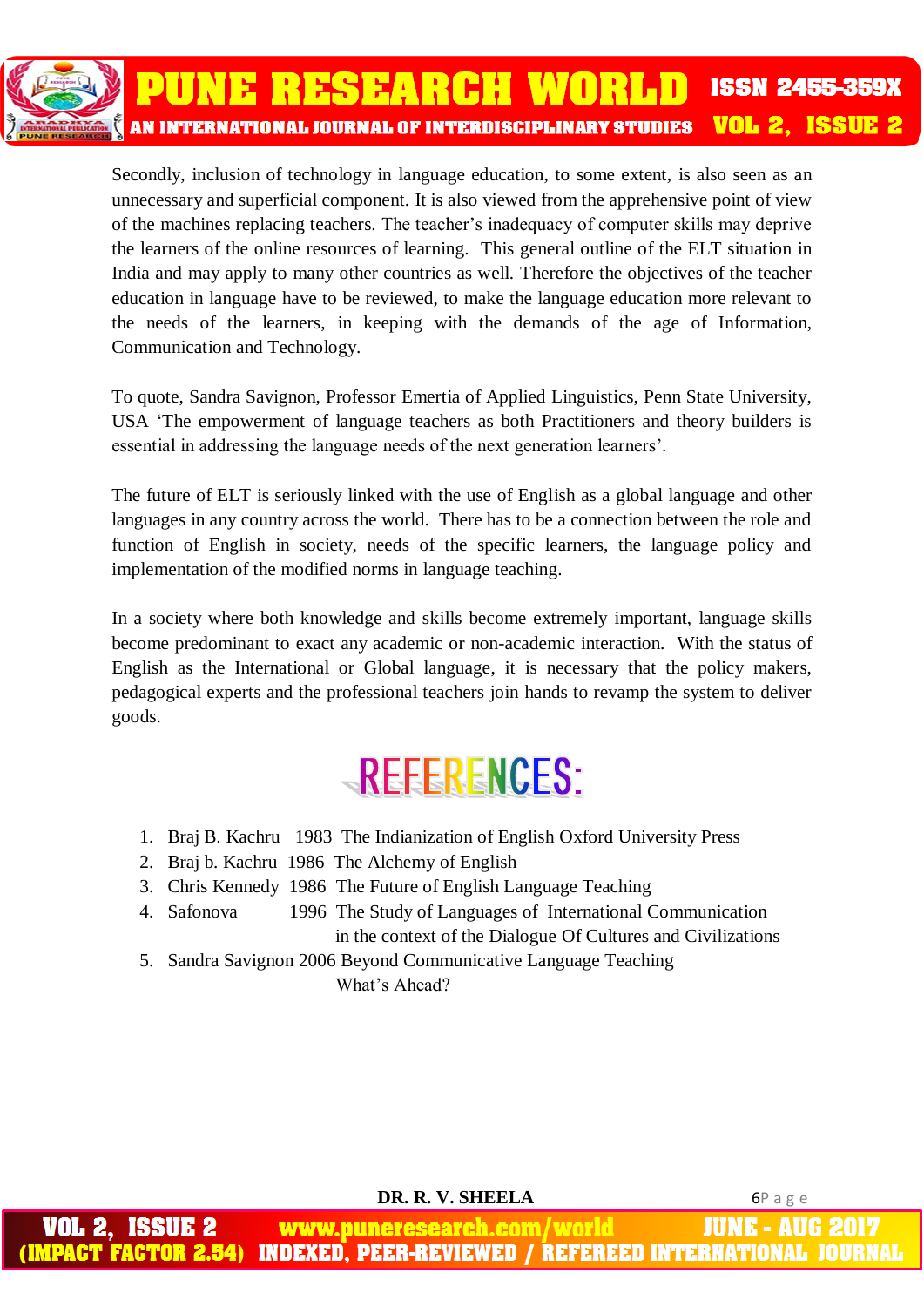Secondly, inclusion of technology in language education, to some extent, is also seen as an unnecessary and superficial component. It is also viewed from the apprehensive point of view of the machines replacing teachers. The teacher's inadequacy of computer skills may deprive the learners of the online resources of learning. This general outline of the ELT situation in India and may apply to many other countries as well. Therefore the objectives of the teacher education in language have to be reviewed, to make the language education more relevant to the needs of the learners, in keeping with the demands of the age of Information, Communication and Technology.

To quote, Sandra Savignon, Professor Emertia of Applied Linguistics, Penn State University, USA 'The empowerment of language teachers as both Practitioners and theory builders is essential in addressing the language needs of the next generation learners'.

The future of ELT is seriously linked with the use of English as a global language and other languages in any country across the world. There has to be a connection between the role and function of English in society, needs of the specific learners, the language policy and implementation of the modified norms in language teaching.

In a society where both knowledge and skills become extremely important, language skills become predominant to exact any academic or non-academic interaction. With the status of English as the International or Global language, it is necessary that the policy makers, pedagogical experts and the professional teachers join hands to revamp the system to deliver goods.

## REFERENCES:

1. Braj B. Kachru 1983 The Indianization of English Oxford University Press
2. Braj b. Kachru 1986 The Alchemy of English
3. Chris Kennedy 1986 The Future of English Language Teaching
4. Safonova 1996 The Study of Languages of International Communication in the context of the Dialogue Of Cultures and Civilizations
5. Sandra Savignon 2006 Beyond Communicative Language Teaching What's Ahead?